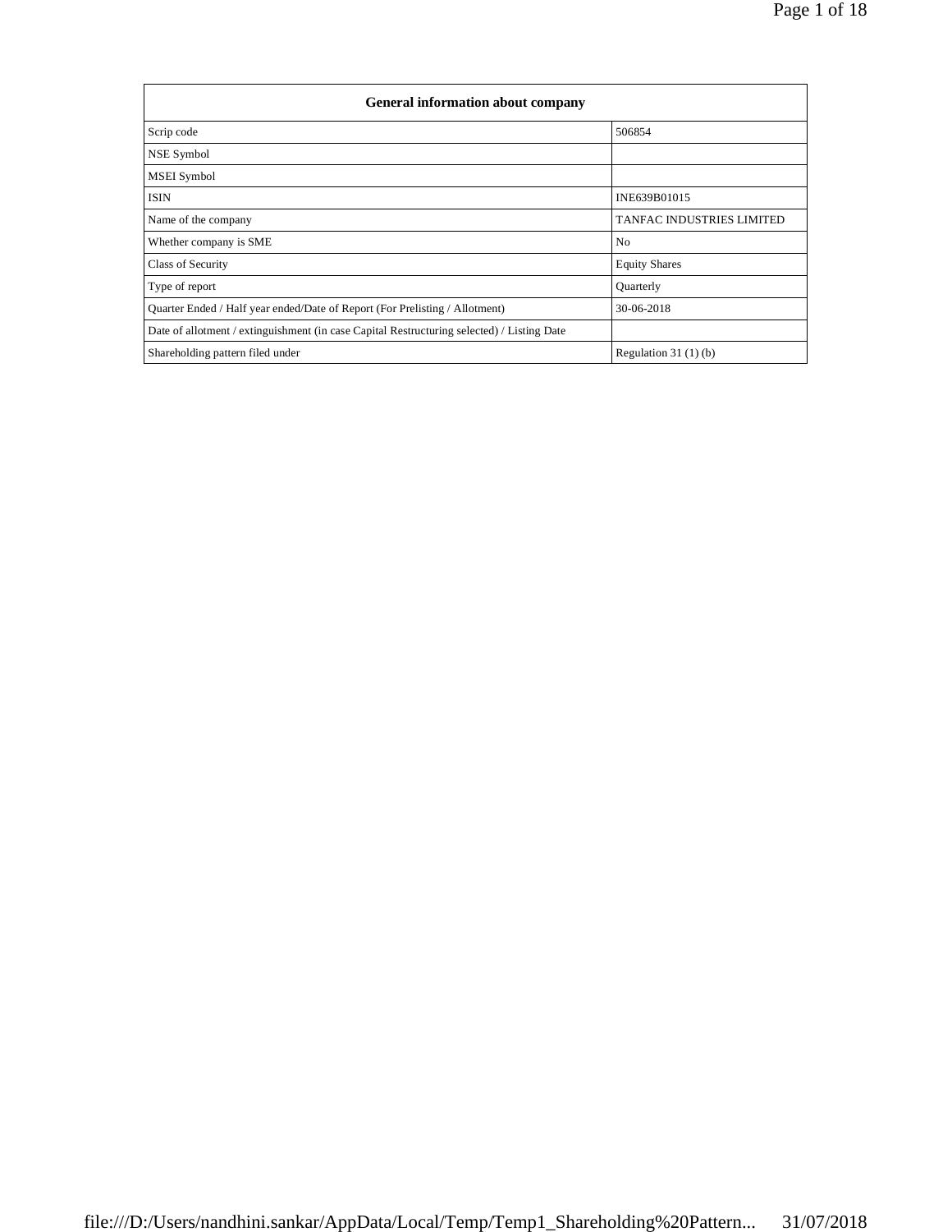| General information about company | |
|---|---|
| Scrip code | 506854 |
| NSE Symbol | |
| MSEI Symbol | |
| ISIN | INE639B01015 |
| Name of the company | TANFAC INDUSTRIES LIMITED |
| Whether company is SME | No |
| Class of Security | Equity Shares |
| Type of report | Quarterly |
| Quarter Ended / Half year ended/Date of Report (For Prelisting / Allotment) | 30-06-2018 |
| Date of allotment / extinguishment (in case Capital Restructuring selected) / Listing Date | |
| Shareholding pattern filed under | Regulation 31 (1) (b) |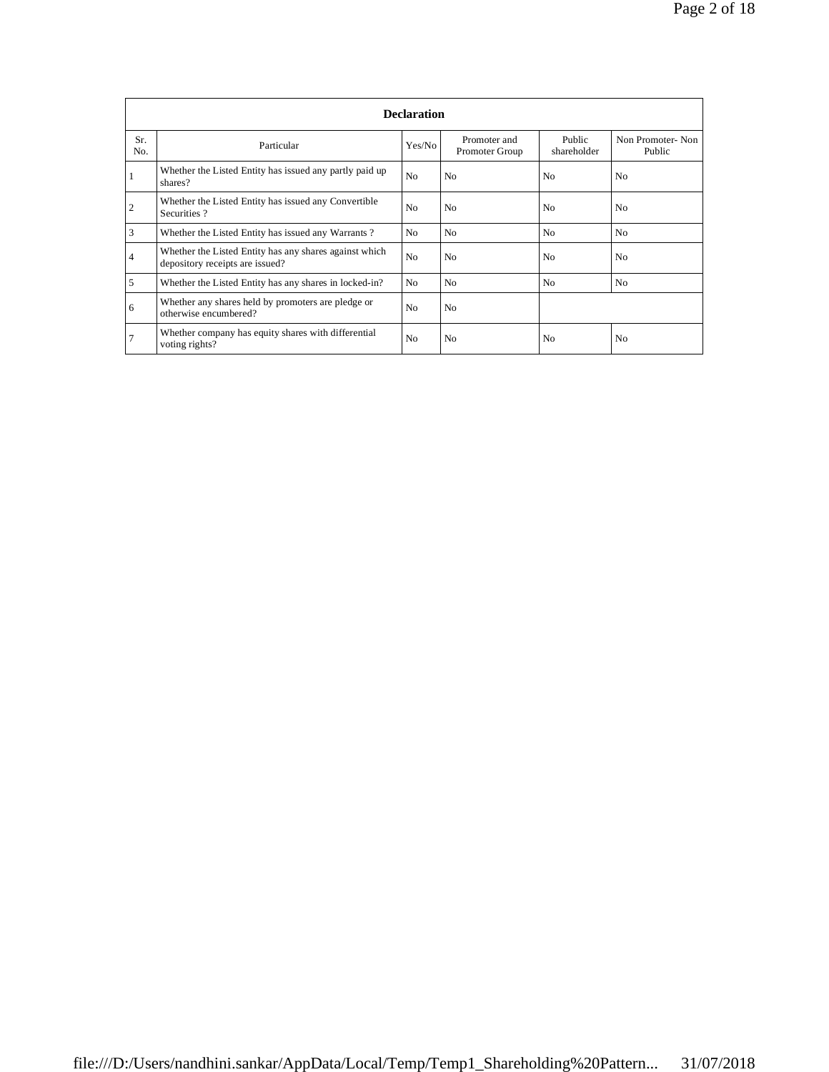| Declaration | | | | | |
|---|---|---|---|---|---|
| Sr. No. | Particular | Yes/No | Promoter and Promoter Group | Public shareholder | Non Promoter- Non Public |
| 1 | Whether the Listed Entity has issued any partly paid up shares? | No | No | No | No |
| 2 | Whether the Listed Entity has issued any Convertible Securities ? | No | No | No | No |
| 3 | Whether the Listed Entity has issued any Warrants ? | No | No | No | No |
| 4 | Whether the Listed Entity has any shares against which depository receipts are issued? | No | No | No | No |
| 5 | Whether the Listed Entity has any shares in locked-in? | No | No | No | No |
| 6 | Whether any shares held by promoters are pledge or otherwise encumbered? | No | No | | |
| 7 | Whether company has equity shares with differential voting rights? | No | No | No | No |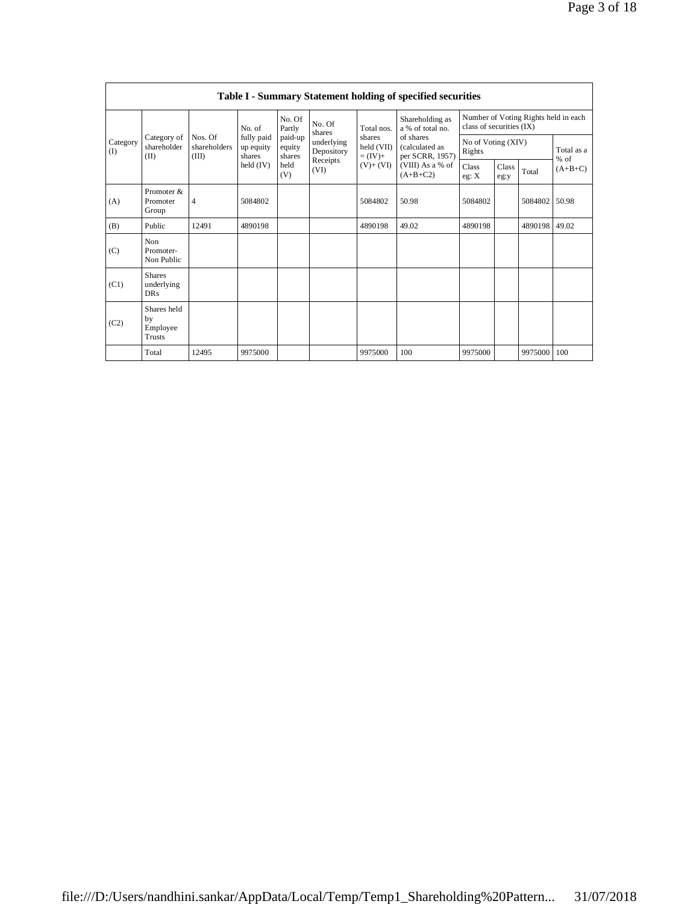**Table I - Summary Statement holding of specified securities**

| Category (I) | Category of shareholder (II) | Nos. Of shareholders (III) | No. of fully paid up equity shares held (IV) | No. Of Partly paid-up equity shares held (V) | No. Of shares underlying Depository Receipts (VI) | Total nos. shares held (VII) = (IV)+ (V)+ (VI) | Shareholding as a % of total no. of shares (calculated as per SCRR, 1957) (VIII) As a % of (A+B+C2) | Number of Voting Rights held in each class of securities (IX) | | | |
|---|---|---|---|---|---|---|---|---|---|---|---|
| | | | | | | | | No of Voting (XIV) Rights | | | Total as a % of (A+B+C) |
| | | | | | | | | Class eg: X | Class eg:y | Total | |
| (A) | Promoter & Promoter Group | 4 | 5084802 | | | 5084802 | 50.98 | 5084802 | | 5084802 | 50.98 |
| (B) | Public | 12491 | 4890198 | | | 4890198 | 49.02 | 4890198 | | 4890198 | 49.02 |
| (C) | Non Promoter- Non Public | | | | | | | | | | |
| (C1) | Shares underlying DRs | | | | | | | | | | |
| (C2) | Shares held by Employee Trusts | | | | | | | | | | |
| | Total | 12495 | 9975000 | | | 9975000 | 100 | 9975000 | | 9975000 | 100 |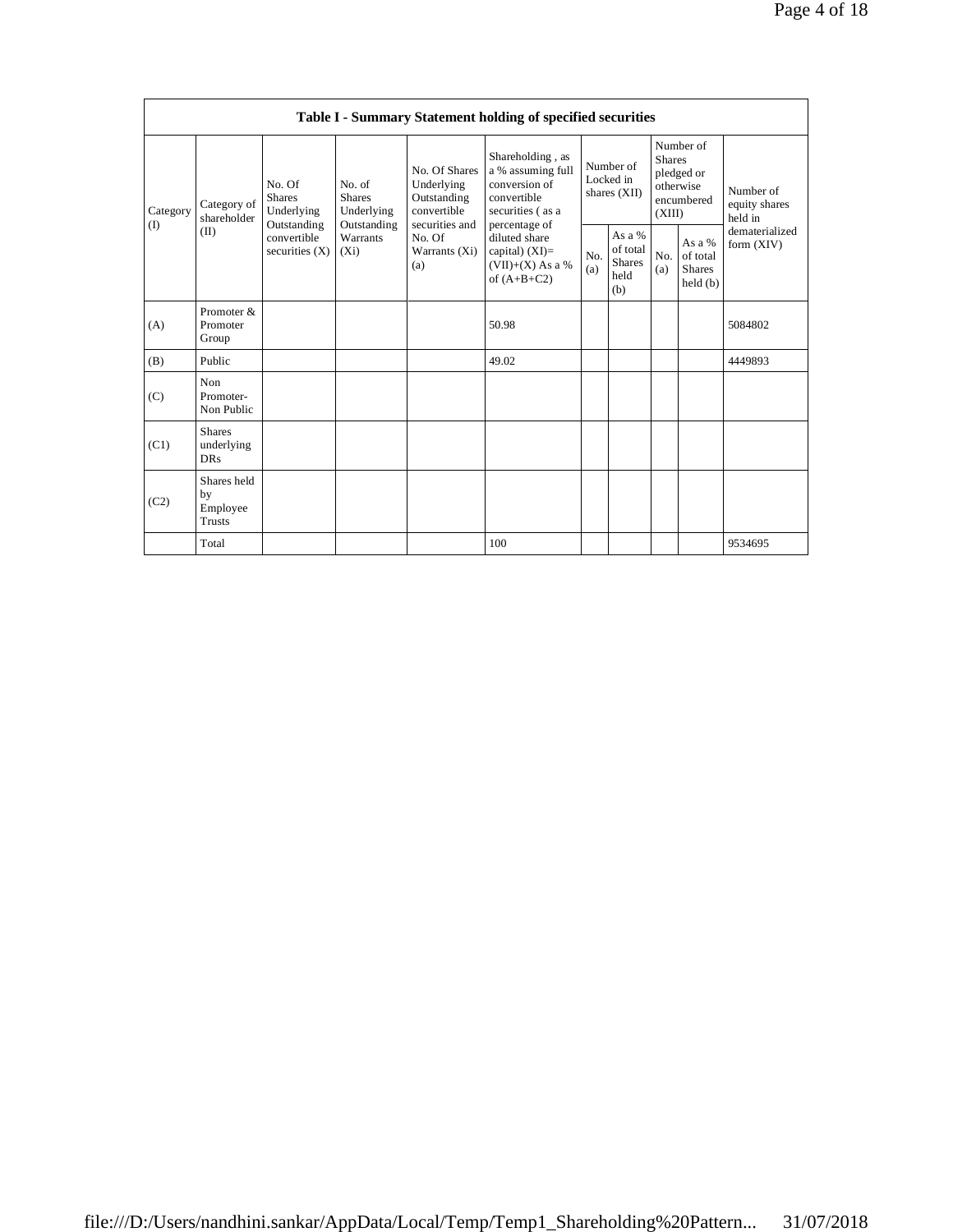| Table I - Summary Statement holding of specified securities | | | | | | | | | | |
|---|---|---|---|---|---|---|---|---|---|---|
| Category (I) | Category of shareholder (II) | No. Of Shares Underlying Outstanding convertible securities (X) | No. of Shares Underlying Outstanding Warrants (Xi) | No. Of Shares Underlying Outstanding convertible securities and No. Of Warrants (Xi) (a) | Shareholding , as a % assuming full conversion of convertible securities ( as a percentage of diluted share capital) (XI)= (VII)+(X) As a % of (A+B+C2) | Number of Locked in shares (XII) | | Number of Shares pledged or otherwise encumbered (XIII) | | Number of equity shares held in dematerialized form (XIV) |
| | | | | | | No. (a) | As a % of total Shares held (b) | No. (a) | As a % of total Shares held (b) | |
| (A) | Promoter & Promoter Group | | | | 50.98 | | | | | 5084802 |
| (B) | Public | | | | 49.02 | | | | | 4449893 |
| (C) | Non Promoter- Non Public | | | | | | | | | |
| (C1) | Shares underlying DRs | | | | | | | | | |
| (C2) | Shares held by Employee Trusts | | | | | | | | | |
| | Total | | | | 100 | | | | | 9534695 |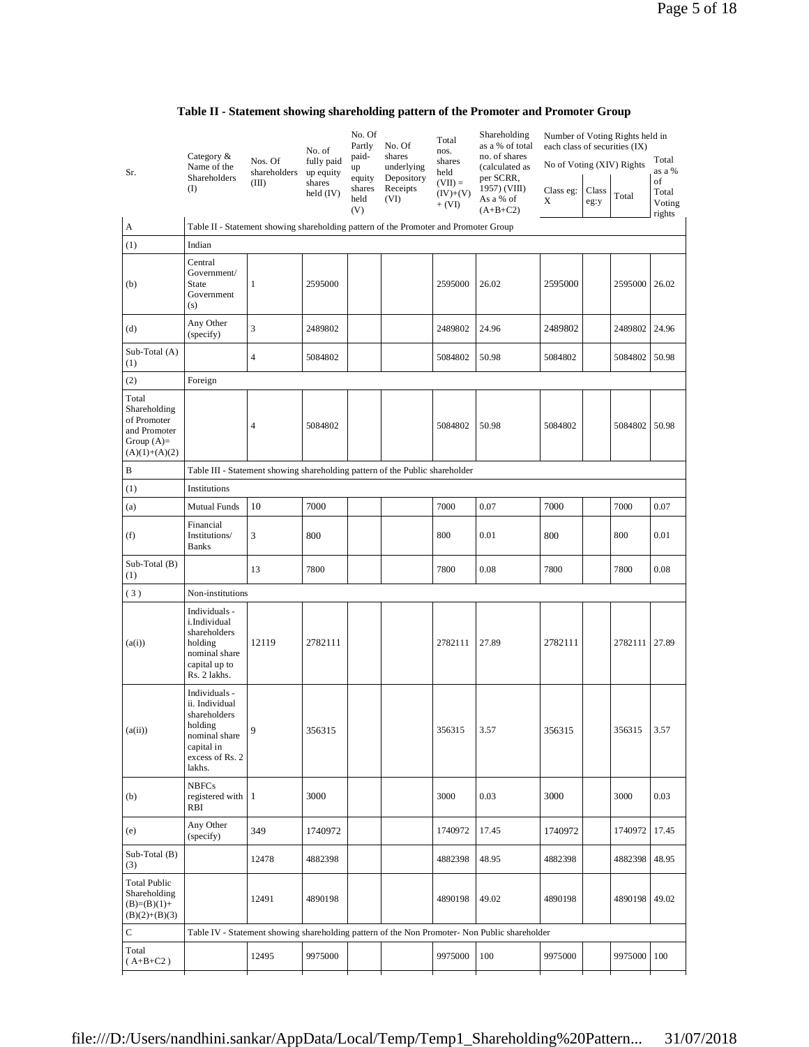## Table II - Statement showing shareholding pattern of the Promoter and Promoter Group

| Sr. | Category & Name of the Shareholders (I) | Nos. Of shareholders (III) | No. of fully paid up equity shares held (IV) | No. Of Partly paid-up equity shares held (V) | No. Of shares underlying Depository Receipts (VI) | Total nos. shares held (VII) = (IV)+(V)+ (VI) | Shareholding as a % of total no. of shares (calculated as per SCRR, 1957) (VIII) As a % of (A+B+C2) | Number of Voting Rights held in each class of securities (IX) | | | |
|---|---|---|---|---|---|---|---|---|---|---|---|
| | | | | | | | | No of Voting (XIV) Rights | | | Total as a % of Total Voting rights |
| | | | | | | | | Class eg: X | Class eg:y | Total | |
| A | Table II - Statement showing shareholding pattern of the Promoter and Promoter Group | | | | | | | | | | |
| (1) | Indian | | | | | | | | | | |
| (b) | Central Government/ State Government (s) | 1 | 2595000 | | | 2595000 | 26.02 | 2595000 | | 2595000 | 26.02 |
| (d) | Any Other (specify) | 3 | 2489802 | | | 2489802 | 24.96 | 2489802 | | 2489802 | 24.96 |
| Sub-Total (A) (1) | | 4 | 5084802 | | | 5084802 | 50.98 | 5084802 | | 5084802 | 50.98 |
| (2) | Foreign | | | | | | | | | | |
| Total Shareholding of Promoter and Promoter Group (A)= (A)(1)+(A)(2) | | 4 | 5084802 | | | 5084802 | 50.98 | 5084802 | | 5084802 | 50.98 |
| B | Table III - Statement showing shareholding pattern of the Public shareholder | | | | | | | | | | |
| (1) | Institutions | | | | | | | | | | |
| (a) | Mutual Funds | 10 | 7000 | | | 7000 | 0.07 | 7000 | | 7000 | 0.07 |
| (f) | Financial Institutions/ Banks | 3 | 800 | | | 800 | 0.01 | 800 | | 800 | 0.01 |
| Sub-Total (B) (1) | | 13 | 7800 | | | 7800 | 0.08 | 7800 | | 7800 | 0.08 |
| (3) | Non-institutions | | | | | | | | | | |
| (a(i)) | Individuals - i.Individual shareholders holding nominal share capital up to Rs. 2 lakhs. | 12119 | 2782111 | | | 2782111 | 27.89 | 2782111 | | 2782111 | 27.89 |
| (a(ii)) | Individuals - ii. Individual shareholders holding nominal share capital in excess of Rs. 2 lakhs. | 9 | 356315 | | | 356315 | 3.57 | 356315 | | 356315 | 3.57 |
| (b) | NBFCs registered with RBI | 1 | 3000 | | | 3000 | 0.03 | 3000 | | 3000 | 0.03 |
| (e) | Any Other (specify) | 349 | 1740972 | | | 1740972 | 17.45 | 1740972 | | 1740972 | 17.45 |
| Sub-Total (B) (3) | | 12478 | 4882398 | | | 4882398 | 48.95 | 4882398 | | 4882398 | 48.95 |
| Total Public Shareholding (B)=(B)(1)+(B)(2)+(B)(3) | | 12491 | 4890198 | | | 4890198 | 49.02 | 4890198 | | 4890198 | 49.02 |
| C | Table IV - Statement showing shareholding pattern of the Non Promoter- Non Public shareholder | | | | | | | | | | |
| Total ( A+B+C2 ) | | 12495 | 9975000 | | | 9975000 | 100 | 9975000 | | 9975000 | 100 |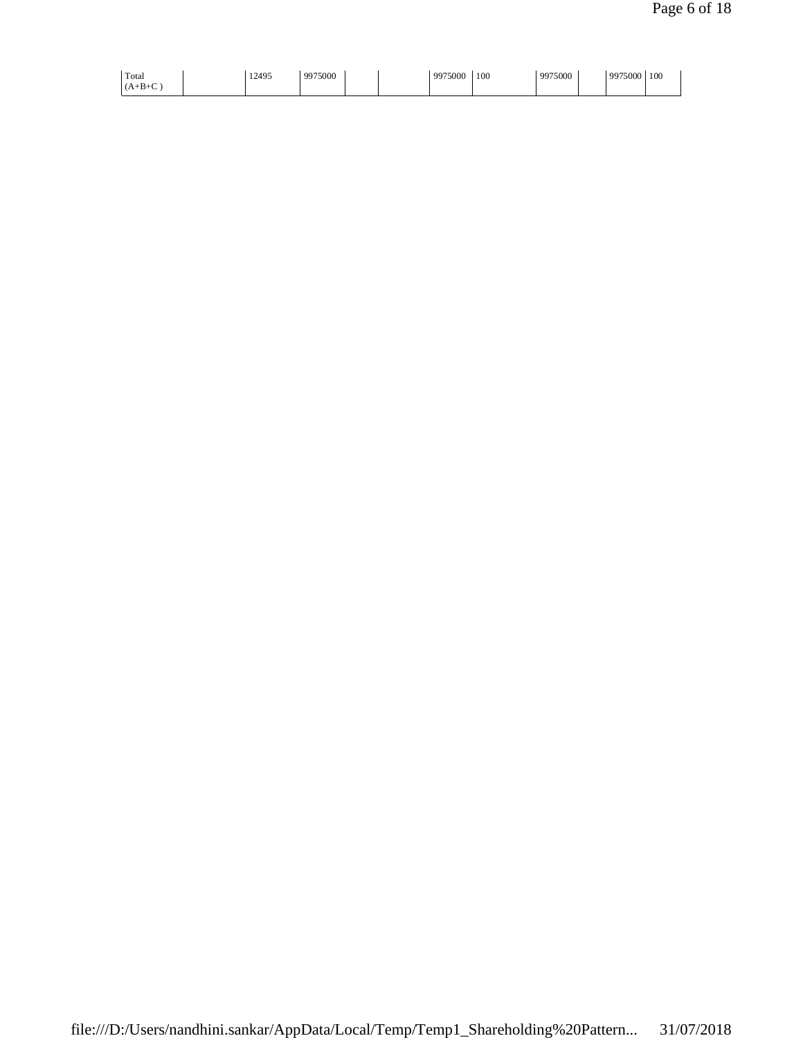| Total (A+B+C ) | | 12495 | 9975000 | | | 9975000 | 100 | 9975000 | | 9975000 | 100 |
|---|---|---|---|---|---|---|---|---|---|---|---|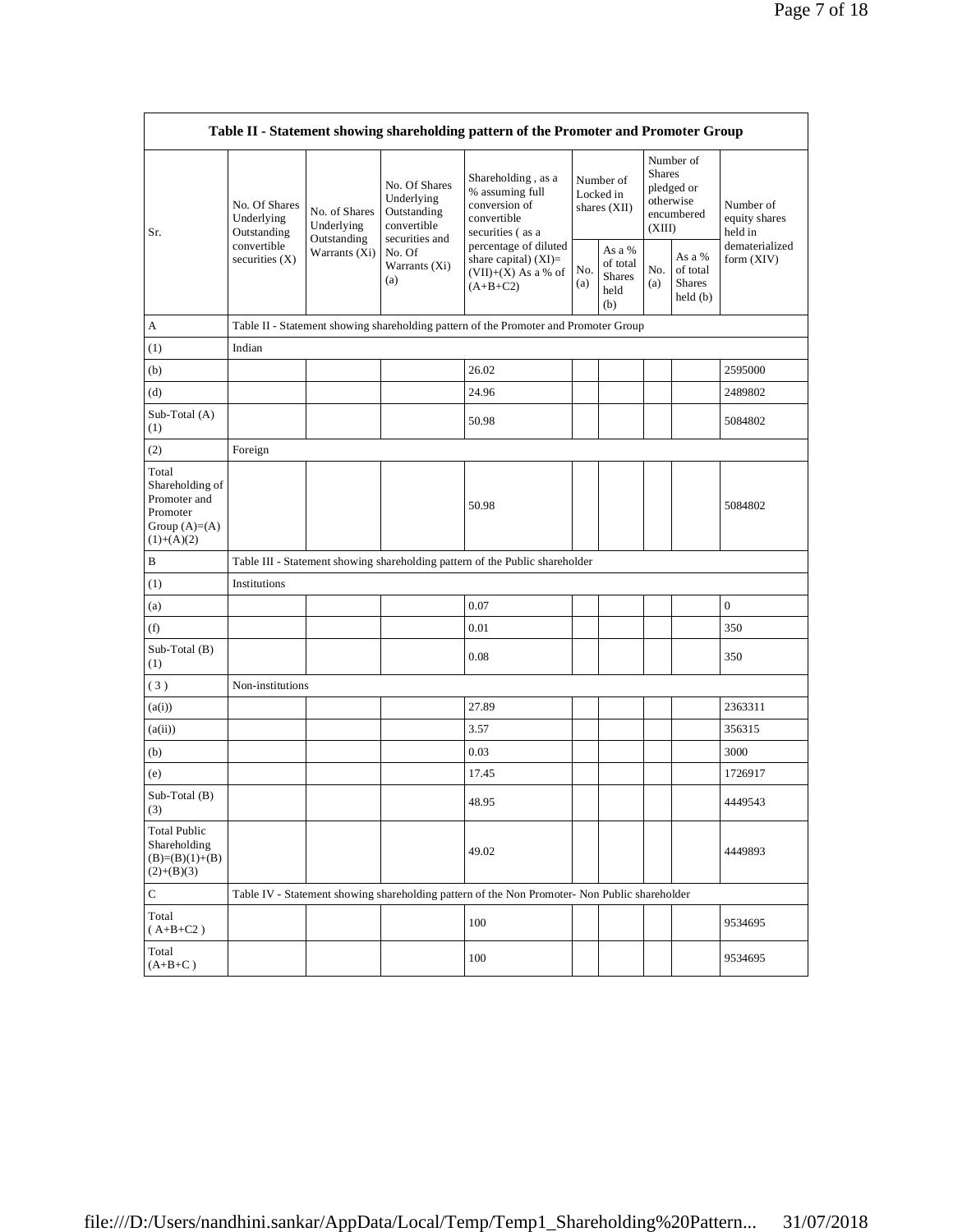| Table II - Statement showing shareholding pattern of the Promoter and Promoter Group | | | | | | | | | |
|---|---|---|---|---|---|---|---|---|---|
| Sr. | No. Of Shares Underlying Outstanding convertible securities (X) | No. of Shares Underlying Outstanding Warrants (Xi) | No. Of Shares Underlying Outstanding convertible securities and No. Of Warrants (Xi) (a) | Shareholding , as a % assuming full conversion of convertible securities ( as a percentage of diluted share capital) (XI)= (VII)+(X) As a % of (A+B+C2) | Number of Locked in shares (XII) | | Number of Shares pledged or otherwise encumbered (XIII) | | Number of equity shares held in dematerialized form (XIV) |
| | | | | | No. (a) | As a % of total Shares held (b) | No. (a) | As a % of total Shares held (b) | |
| A | Table II - Statement showing shareholding pattern of the Promoter and Promoter Group | | | | | | | | |
| (1) | Indian | | | | | | | | |
| (b) | | | | 26.02 | | | | | 2595000 |
| (d) | | | | 24.96 | | | | | 2489802 |
| Sub-Total (A) (1) | | | | 50.98 | | | | | 5084802 |
| (2) | Foreign | | | | | | | | |
| Total Shareholding of Promoter and Promoter Group (A)=(A)(1)+(A)(2) | | | | 50.98 | | | | | 5084802 |
| B | Table III - Statement showing shareholding pattern of the Public shareholder | | | | | | | | |
| (1) | Institutions | | | | | | | | |
| (a) | | | | 0.07 | | | | | 0 |
| (f) | | | | 0.01 | | | | | 350 |
| Sub-Total (B) (1) | | | | 0.08 | | | | | 350 |
| ( 3 ) | Non-institutions | | | | | | | | |
| (a(i)) | | | | 27.89 | | | | | 2363311 |
| (a(ii)) | | | | 3.57 | | | | | 356315 |
| (b) | | | | 0.03 | | | | | 3000 |
| (e) | | | | 17.45 | | | | | 1726917 |
| Sub-Total (B) (3) | | | | 48.95 | | | | | 4449543 |
| Total Public Shareholding (B)=(B)(1)+(B)(2)+(B)(3) | | | | 49.02 | | | | | 4449893 |
| C | Table IV - Statement showing shareholding pattern of the Non Promoter- Non Public shareholder | | | | | | | | |
| Total ( A+B+C2 ) | | | | 100 | | | | | 9534695 |
| Total (A+B+C ) | | | | 100 | | | | | 9534695 |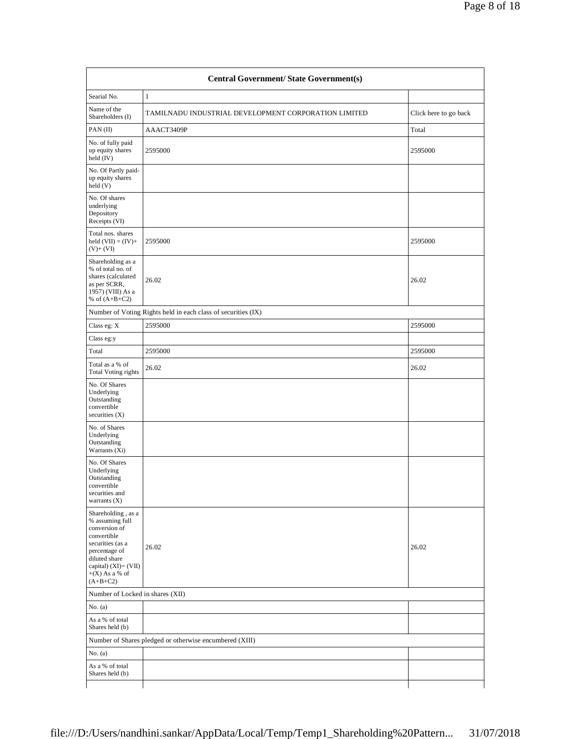| Central Government/ State Government(s) | | |
|---|---|---|
| Searial No. | 1 | |
| Name of the Shareholders (I) | TAMILNADU INDUSTRIAL DEVELOPMENT CORPORATION LIMITED | Click here to go back |
| PAN (II) | AAACT3409P | Total |
| No. of fully paid up equity shares held (IV) | 2595000 | 2595000 |
| No. Of Partly paid-up equity shares held (V) | | |
| No. Of shares underlying Depository Receipts (VI) | | |
| Total nos. shares held (VII) = (IV)+(V)+ (VI) | 2595000 | 2595000 |
| Shareholding as a % of total no. of shares (calculated as per SCRR, 1957) (VIII) As a % of (A+B+C2) | 26.02 | 26.02 |
| Number of Voting Rights held in each class of securities (IX) | | |
| Class eg: X | 2595000 | 2595000 |
| Class eg:y | | |
| Total | 2595000 | 2595000 |
| Total as a % of Total Voting rights | 26.02 | 26.02 |
| No. Of Shares Underlying Outstanding convertible securities (X) | | |
| No. of Shares Underlying Outstanding Warrants (Xi) | | |
| No. Of Shares Underlying Outstanding convertible securities and warrants (X) | | |
| Shareholding , as a % assuming full conversion of convertible securities (as a percentage of diluted share capital) (XI)= (VII)+(X) As a % of (A+B+C2) | 26.02 | 26.02 |
| Number of Locked in shares (XII) | | |
| No. (a) | | |
| As a % of total Shares held (b) | | |
| Number of Shares pledged or otherwise encumbered (XIII) | | |
| No. (a) | | |
| As a % of total Shares held (b) | | |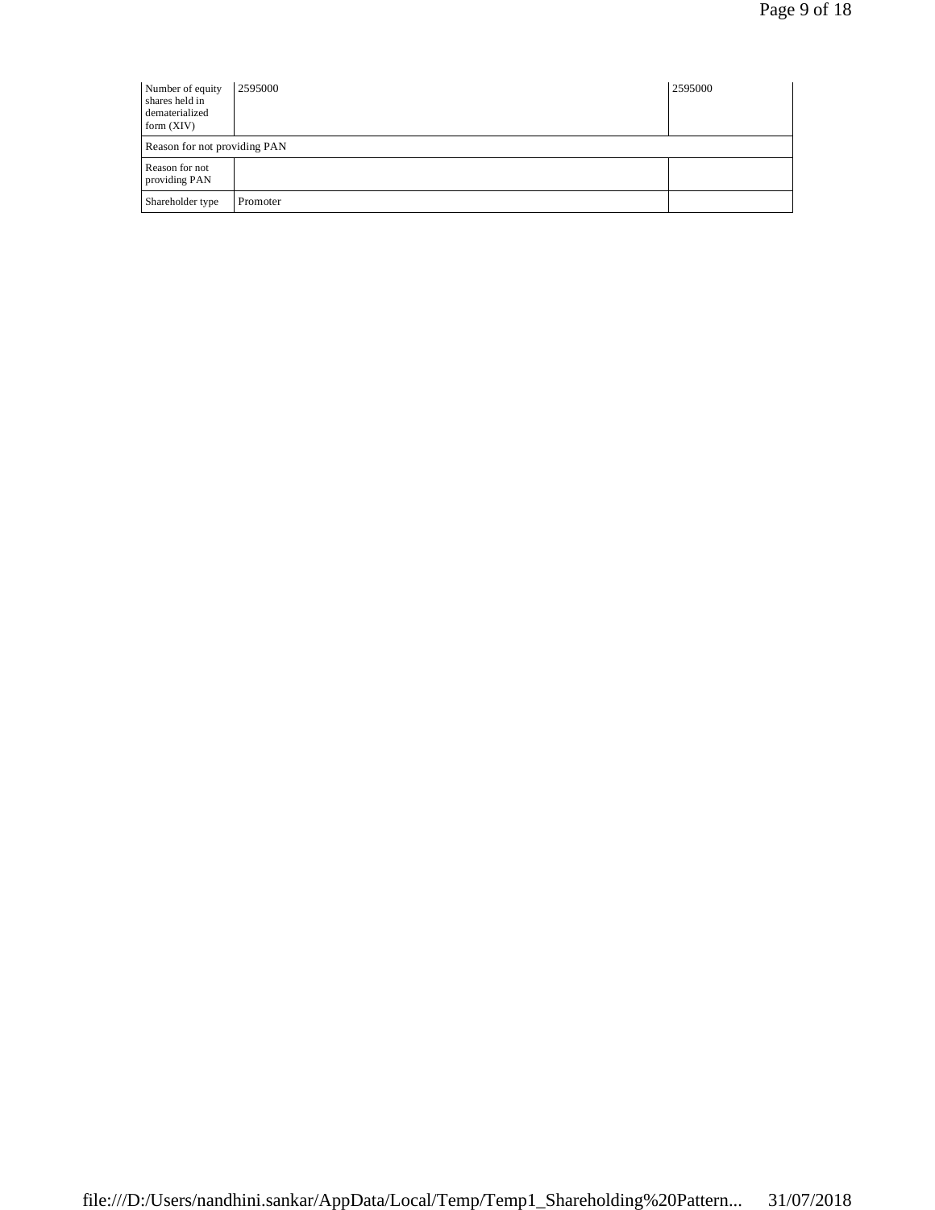| Number of equity shares held in dematerialized form (XIV) | 2595000 | 2595000 |
|---|---|---|
| Reason for not providing PAN | | |
| Reason for not providing PAN | | |
| Shareholder type | Promoter | |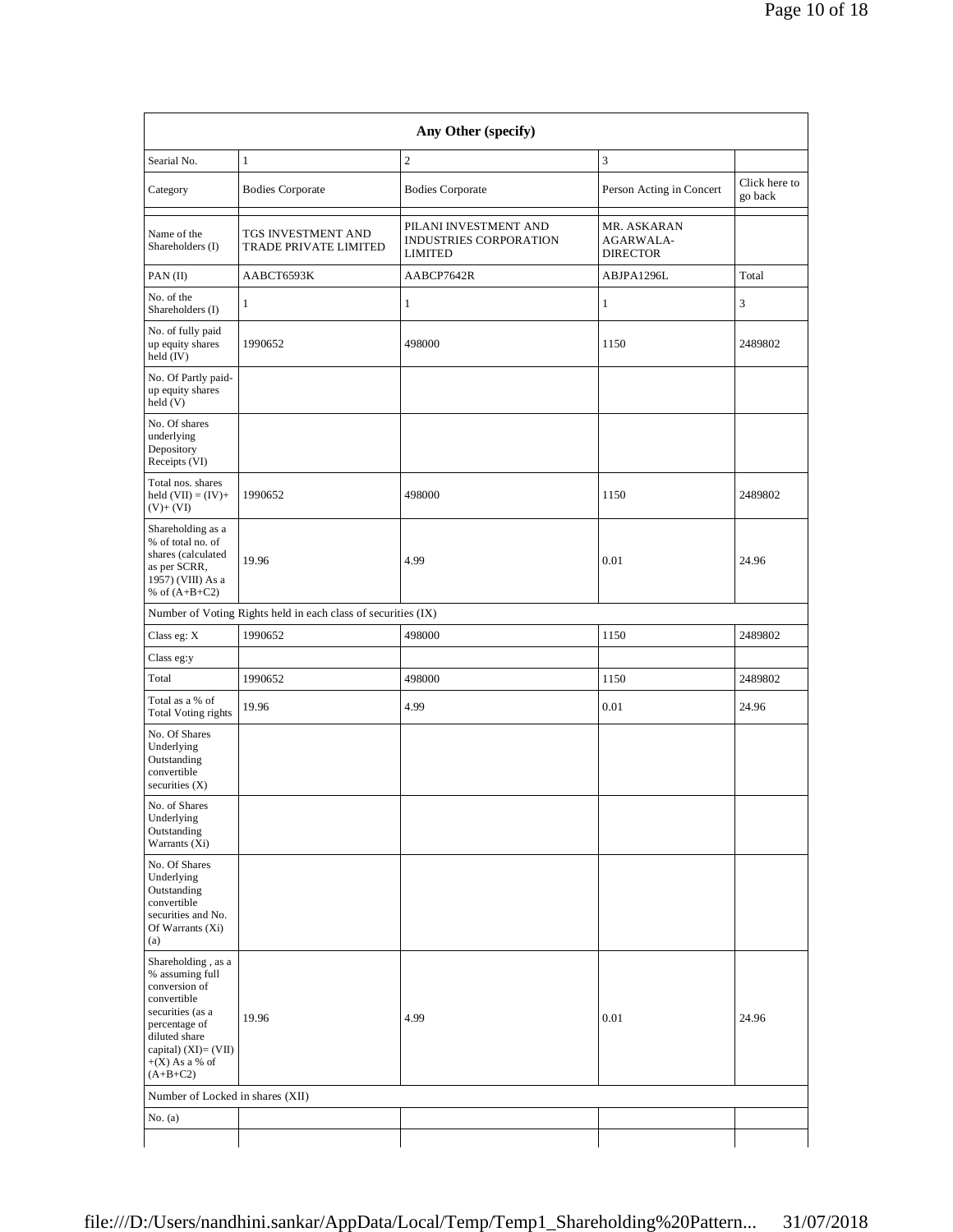| Any Other (specify) | | | | |
|---|---|---|---|---|
| Searial No. | 1 | 2 | 3 | |
| Category | Bodies Corporate | Bodies Corporate | Person Acting in Concert | Click here to go back |
| Name of the Shareholders (I) | TGS INVESTMENT AND TRADE PRIVATE LIMITED | PILANI INVESTMENT AND INDUSTRIES CORPORATION LIMITED | MR. ASKARAN AGARWALA-DIRECTOR | |
| PAN (II) | AABCT6593K | AABCP7642R | ABJPA1296L | Total |
| No. of the Shareholders (I) | 1 | 1 | 1 | 3 |
| No. of fully paid up equity shares held (IV) | 1990652 | 498000 | 1150 | 2489802 |
| No. Of Partly paid-up equity shares held (V) | | | | |
| No. Of shares underlying Depository Receipts (VI) | | | | |
| Total nos. shares held (VII) = (IV)+(V)+ (VI) | 1990652 | 498000 | 1150 | 2489802 |
| Shareholding as a % of total no. of shares (calculated as per SCRR, 1957) (VIII) As a % of (A+B+C2) | 19.96 | 4.99 | 0.01 | 24.96 |
| Number of Voting Rights held in each class of securities (IX) | | | | |
| Class eg: X | 1990652 | 498000 | 1150 | 2489802 |
| Class eg:y | | | | |
| Total | 1990652 | 498000 | 1150 | 2489802 |
| Total as a % of Total Voting rights | 19.96 | 4.99 | 0.01 | 24.96 |
| No. Of Shares Underlying Outstanding convertible securities (X) | | | | |
| No. of Shares Underlying Outstanding Warrants (Xi) | | | | |
| No. Of Shares Underlying Outstanding convertible securities and No. Of Warrants (Xi) (a) | | | | |
| Shareholding , as a % assuming full conversion of convertible securities (as a percentage of diluted share capital) (XI)= (VII)+(X) As a % of (A+B+C2) | 19.96 | 4.99 | 0.01 | 24.96 |
| Number of Locked in shares (XII) | | | | |
| No. (a) | | | | |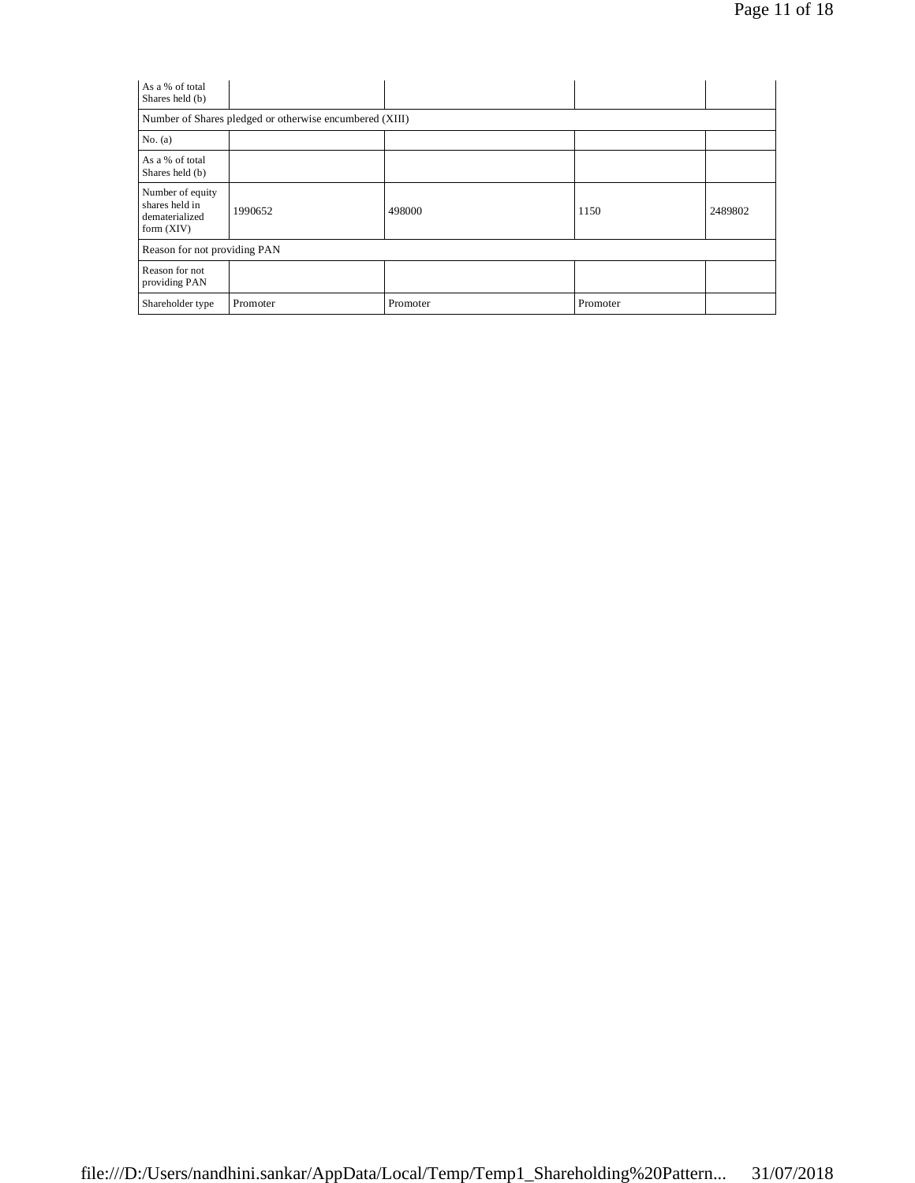| As a % of total Shares held (b) | | | | |
|---|---|---|---|---|
| Number of Shares pledged or otherwise encumbered (XIII) | | | | |
| No. (a) | | | | |
| As a % of total Shares held (b) | | | | |
| Number of equity shares held in dematerialized form (XIV) | 1990652 | 498000 | 1150 | 2489802 |
| Reason for not providing PAN | | | | |
| Reason for not providing PAN | | | | |
| Shareholder type | Promoter | Promoter | Promoter | |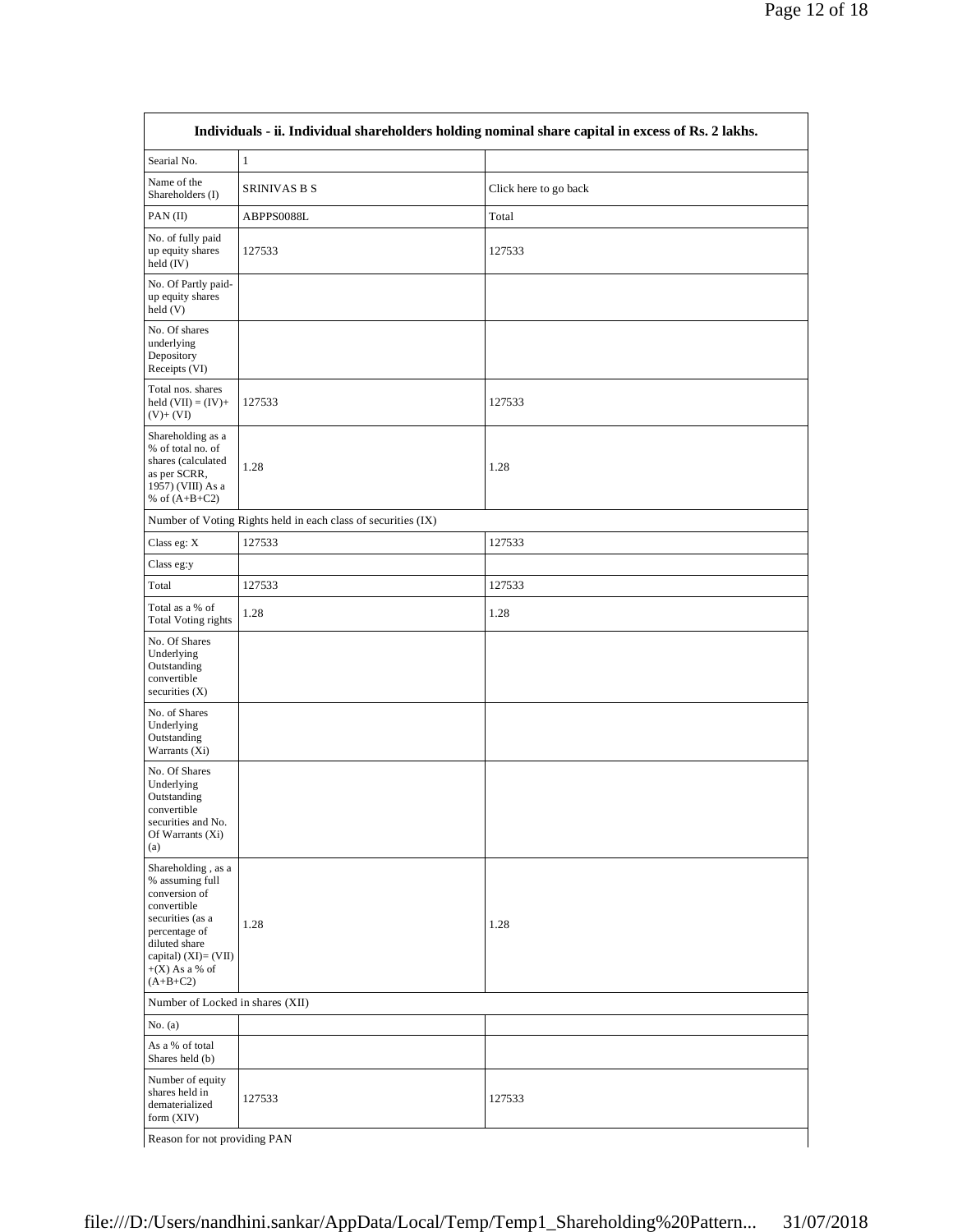| Individuals - ii. Individual shareholders holding nominal share capital in excess of Rs. 2 lakhs. | | |
|---|---|---|
| Searial No. | 1 | |
| Name of the Shareholders (I) | SRINIVAS B S | Click here to go back |
| PAN (II) | ABPPS0088L | Total |
| No. of fully paid up equity shares held (IV) | 127533 | 127533 |
| No. Of Partly paid-up equity shares held (V) | | |
| No. Of shares underlying Depository Receipts (VI) | | |
| Total nos. shares held (VII) = (IV)+(V)+ (VI) | 127533 | 127533 |
| Shareholding as a % of total no. of shares (calculated as per SCRR, 1957) (VIII) As a % of (A+B+C2) | 1.28 | 1.28 |
| Number of Voting Rights held in each class of securities (IX) | | |
| Class eg: X | 127533 | 127533 |
| Class eg:y | | |
| Total | 127533 | 127533 |
| Total as a % of Total Voting rights | 1.28 | 1.28 |
| No. Of Shares Underlying Outstanding convertible securities (X) | | |
| No. of Shares Underlying Outstanding Warrants (Xi) | | |
| No. Of Shares Underlying Outstanding convertible securities and No. Of Warrants (Xi) (a) | | |
| Shareholding , as a % assuming full conversion of convertible securities (as a percentage of diluted share capital) (XI)= (VII)+(X) As a % of (A+B+C2) | 1.28 | 1.28 |
| Number of Locked in shares (XII) | | |
| No. (a) | | |
| As a % of total Shares held (b) | | |
| Number of equity shares held in dematerialized form (XIV) | 127533 | 127533 |
| Reason for not providing PAN | | |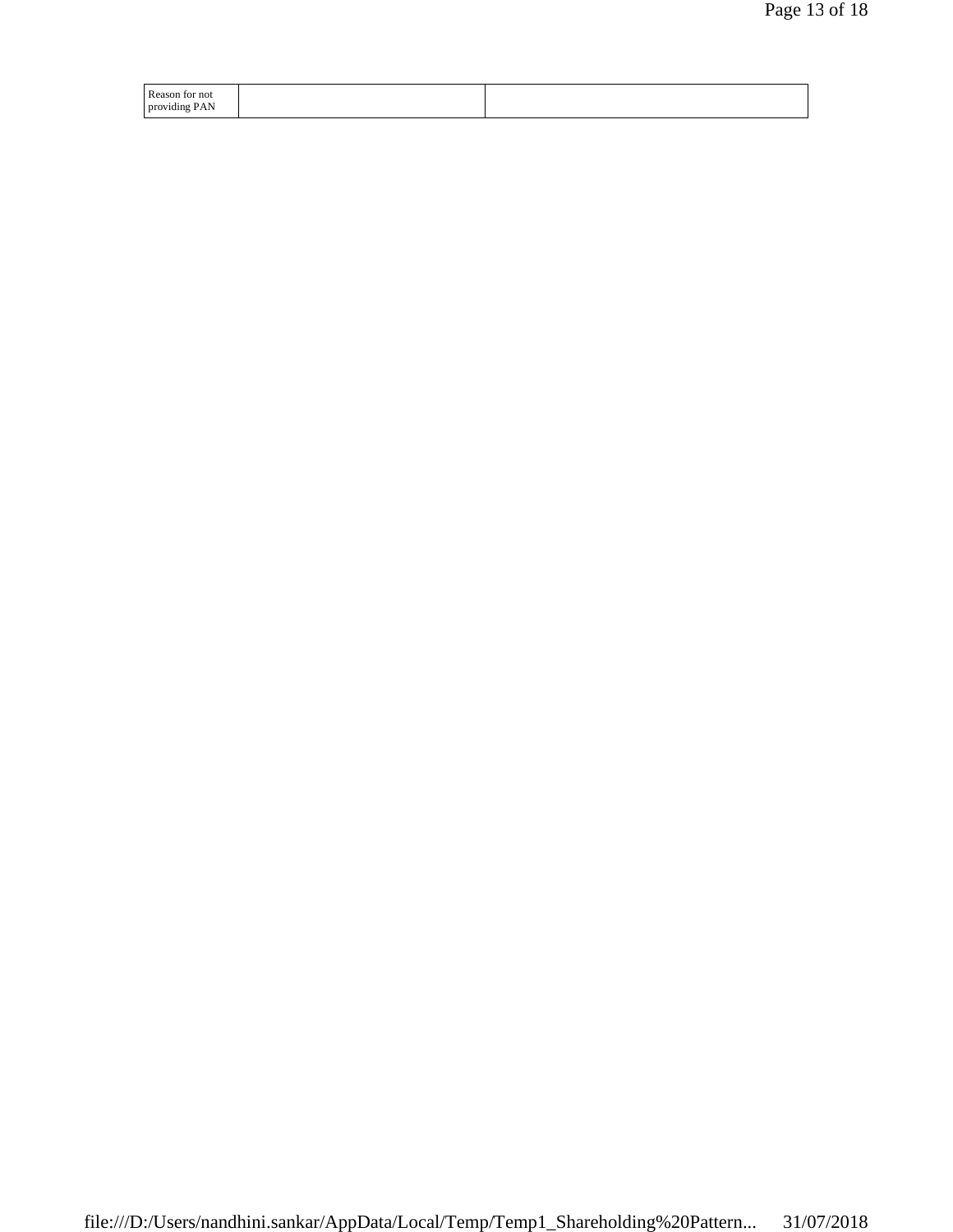| Reason for not providing PAN | | |
| --- | --- | --- |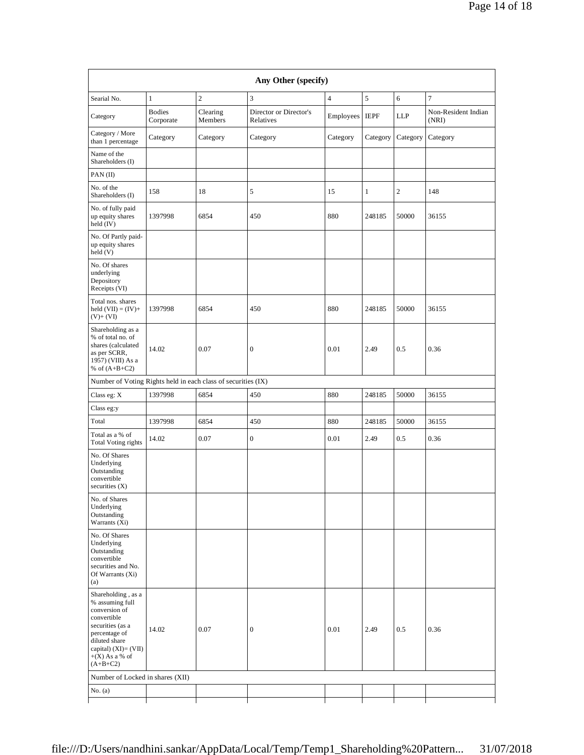| Any Other (specify) | | | | | | | |
|---|---|---|---|---|---|---|---|
| Searial No. | 1 | 2 | 3 | 4 | 5 | 6 | 7 |
| Category | Bodies Corporate | Clearing Members | Director or Director's Relatives | Employees | IEPF | LLP | Non-Resident Indian (NRI) |
| Category / More than 1 percentage | Category | Category | Category | Category | Category | Category | Category |
| Name of the Shareholders (I) | | | | | | | |
| PAN (II) | | | | | | | |
| No. of the Shareholders (I) | 158 | 18 | 5 | 15 | 1 | 2 | 148 |
| No. of fully paid up equity shares held (IV) | 1397998 | 6854 | 450 | 880 | 248185 | 50000 | 36155 |
| No. Of Partly paid-up equity shares held (V) | | | | | | | |
| No. Of shares underlying Depository Receipts (VI) | | | | | | | |
| Total nos. shares held (VII) = (IV)+ (V)+ (VI) | 1397998 | 6854 | 450 | 880 | 248185 | 50000 | 36155 |
| Shareholding as a % of total no. of shares (calculated as per SCRR, 1957) (VIII) As a % of (A+B+C2) | 14.02 | 0.07 | 0 | 0.01 | 2.49 | 0.5 | 0.36 |
| Number of Voting Rights held in each class of securities (IX) | | | | | | | |
| Class eg: X | 1397998 | 6854 | 450 | 880 | 248185 | 50000 | 36155 |
| Class eg:y | | | | | | | |
| Total | 1397998 | 6854 | 450 | 880 | 248185 | 50000 | 36155 |
| Total as a % of Total Voting rights | 14.02 | 0.07 | 0 | 0.01 | 2.49 | 0.5 | 0.36 |
| No. Of Shares Underlying Outstanding convertible securities (X) | | | | | | | |
| No. of Shares Underlying Outstanding Warrants (Xi) | | | | | | | |
| No. Of Shares Underlying Outstanding convertible securities and No. Of Warrants (Xi) (a) | | | | | | | |
| Shareholding , as a % assuming full conversion of convertible securities (as a percentage of diluted share capital) (XI)= (VII) +(X) As a % of (A+B+C2) | 14.02 | 0.07 | 0 | 0.01 | 2.49 | 0.5 | 0.36 |
| Number of Locked in shares (XII) | | | | | | | |
| No. (a) | | | | | | | |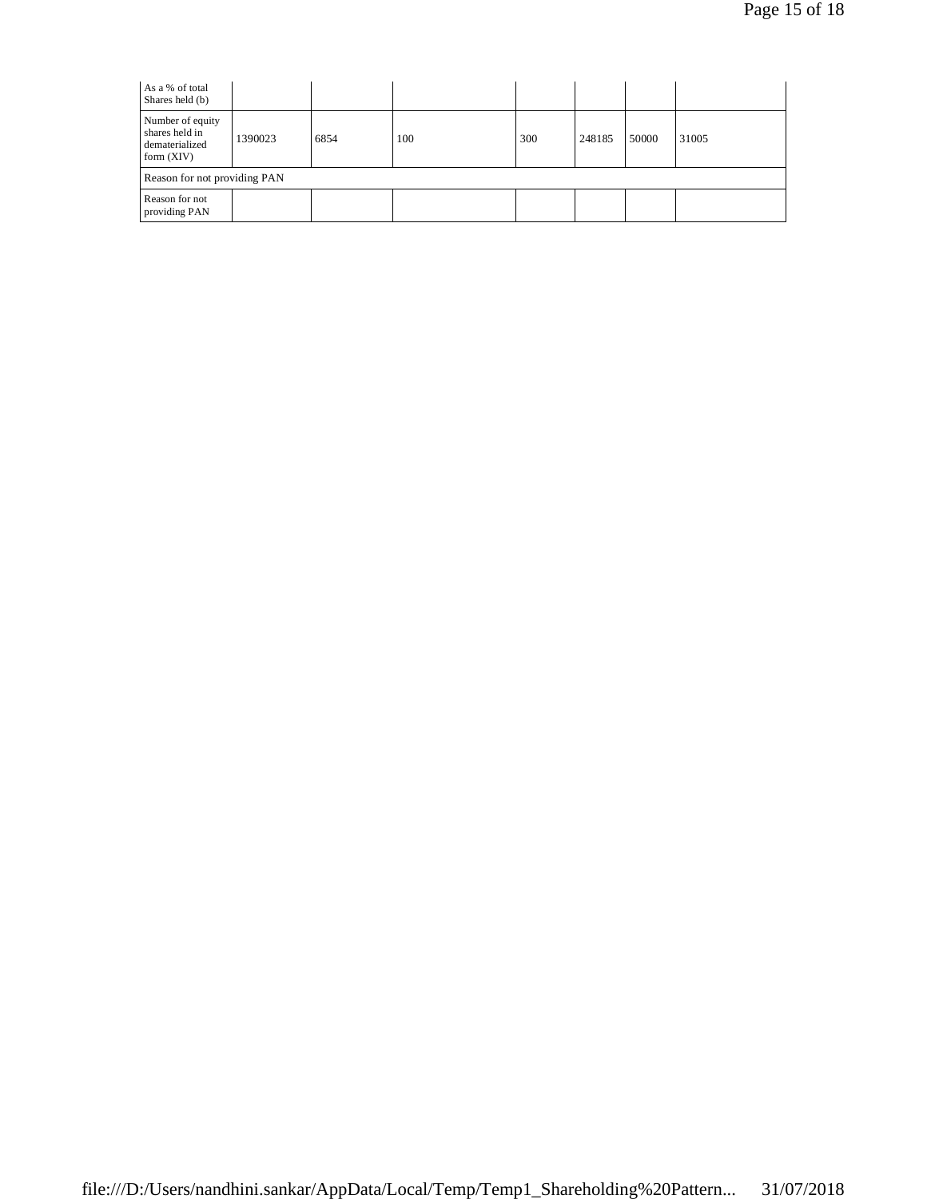| As a % of total Shares held (b) | | | | | | | |
|---|---|---|---|---|---|---|---|
| Number of equity shares held in dematerialized form (XIV) | 1390023 | 6854 | 100 | 300 | 248185 | 50000 | 31005 |
| Reason for not providing PAN | | | | | | | |
| Reason for not providing PAN | | | | | | | |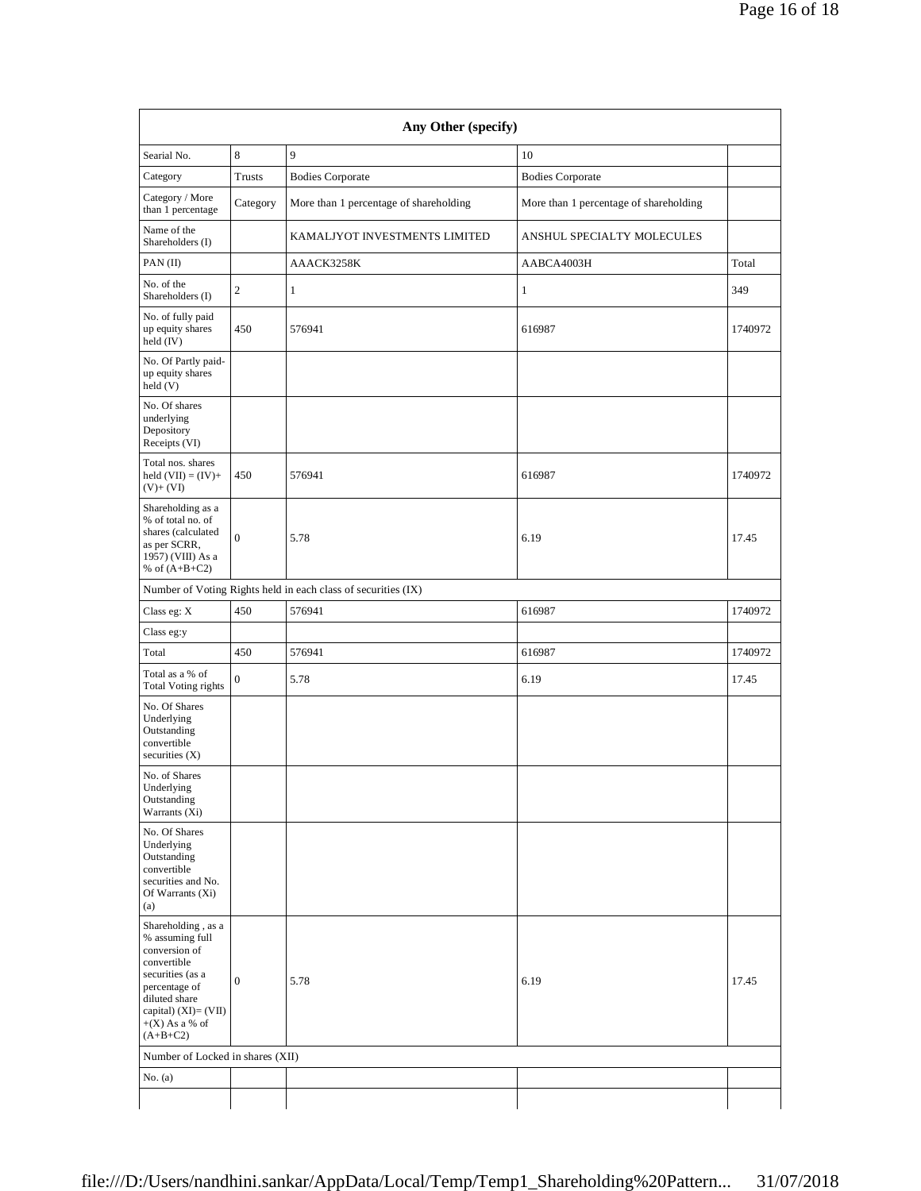| Any Other (specify) | | | | |
|---|---|---|---|---|
| Searial No. | 8 | 9 | 10 | |
| Category | Trusts | Bodies Corporate | Bodies Corporate | |
| Category / More than 1 percentage | Category | More than 1 percentage of shareholding | More than 1 percentage of shareholding | |
| Name of the Shareholders (I) | | KAMALJYOT INVESTMENTS LIMITED | ANSHUL SPECIALTY MOLECULES | |
| PAN (II) | | AAACK3258K | AABCA4003H | Total |
| No. of the Shareholders (I) | 2 | 1 | 1 | 349 |
| No. of fully paid up equity shares held (IV) | 450 | 576941 | 616987 | 1740972 |
| No. Of Partly paid-up equity shares held (V) | | | | |
| No. Of shares underlying Depository Receipts (VI) | | | | |
| Total nos. shares held (VII) = (IV)+(V)+ (VI) | 450 | 576941 | 616987 | 1740972 |
| Shareholding as a % of total no. of shares (calculated as per SCRR, 1957) (VIII) As a % of (A+B+C2) | 0 | 5.78 | 6.19 | 17.45 |
| Number of Voting Rights held in each class of securities (IX) | | | | |
| Class eg: X | 450 | 576941 | 616987 | 1740972 |
| Class eg:y | | | | |
| Total | 450 | 576941 | 616987 | 1740972 |
| Total as a % of Total Voting rights | 0 | 5.78 | 6.19 | 17.45 |
| No. Of Shares Underlying Outstanding convertible securities (X) | | | | |
| No. of Shares Underlying Outstanding Warrants (Xi) | | | | |
| No. Of Shares Underlying Outstanding convertible securities and No. Of Warrants (Xi) (a) | | | | |
| Shareholding , as a % assuming full conversion of convertible securities (as a percentage of diluted share capital) (XI)= (VII)+(X) As a % of (A+B+C2) | 0 | 5.78 | 6.19 | 17.45 |
| Number of Locked in shares (XII) | | | | |
| No. (a) | | | | |
| | | | | |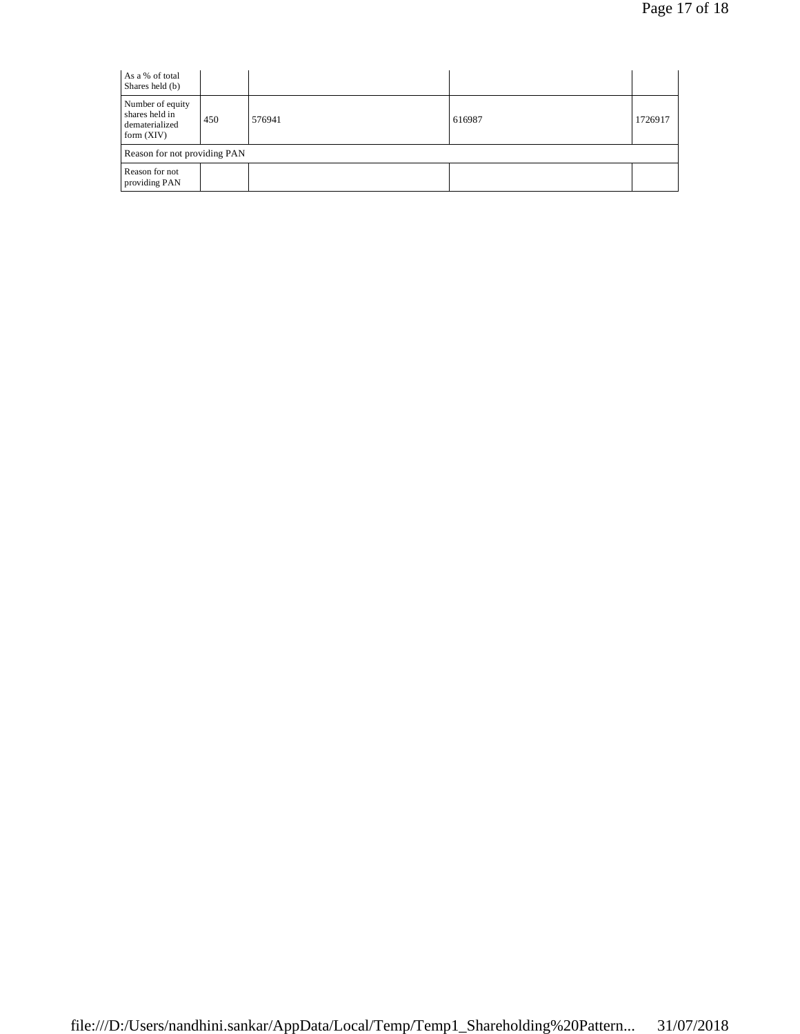| | | | | |
|---|---|---|---|---|
| As a % of total Shares held (b) | | | | |
| Number of equity shares held in dematerialized form (XIV) | 450 | 576941 | 616987 | 1726917 |
| Reason for not providing PAN | | | | |
| Reason for not providing PAN | | | | |